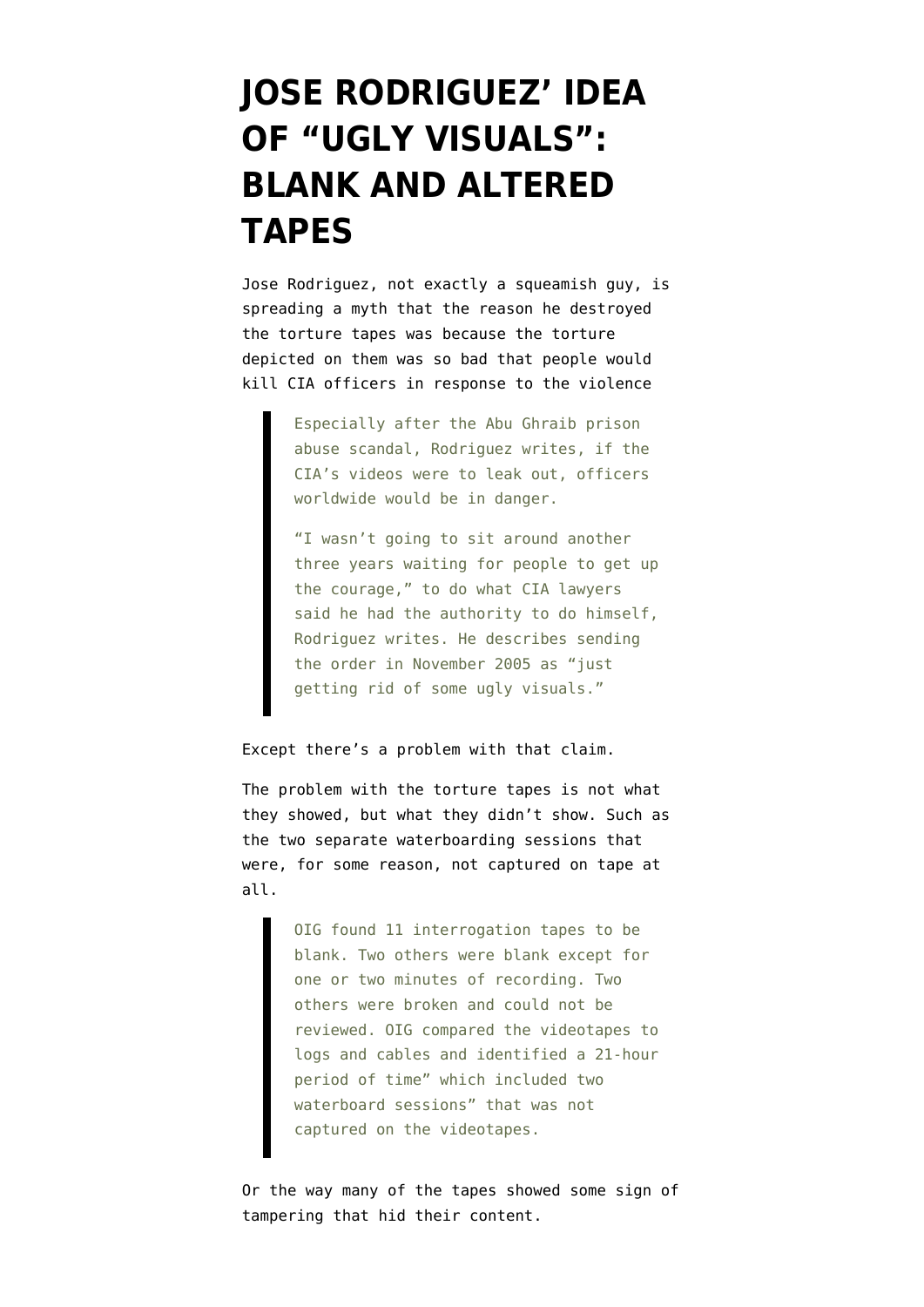# JOSE RODRIGUEZ' IDEA OF "UGLY VISUALS": BLANK AND ALTERED TAPES

Jose Rodriguez, not exactly a squeamish guy, is spreading a myth that the reason he destroyed the torture tapes was because the torture depicted on them was so bad that people would kill CIA officers in response to the violence

> Especially after the Abu Ghraib prison abuse scandal, Rodriguez writes, if the CIA's videos were to leak out, officers worldwide would be in danger.
>
> "I wasn't going to sit around another three years waiting for people to get up the courage," to do what CIA lawyers said he had the authority to do himself, Rodriguez writes. He describes sending the order in November 2005 as "just getting rid of some ugly visuals."

Except there's a problem with that claim.

The problem with the torture tapes is not what they showed, but what they didn't show. Such as the two separate waterboarding sessions that were, for some reason, not captured on tape at all.

> OIG found 11 interrogation tapes to be blank. Two others were blank except for one or two minutes of recording. Two others were broken and could not be reviewed. OIG compared the videotapes to logs and cables and identified a 21-hour period of time" which included two waterboard sessions" that was not captured on the videotapes.

Or the way many of the tapes showed some sign of tampering that hid their content.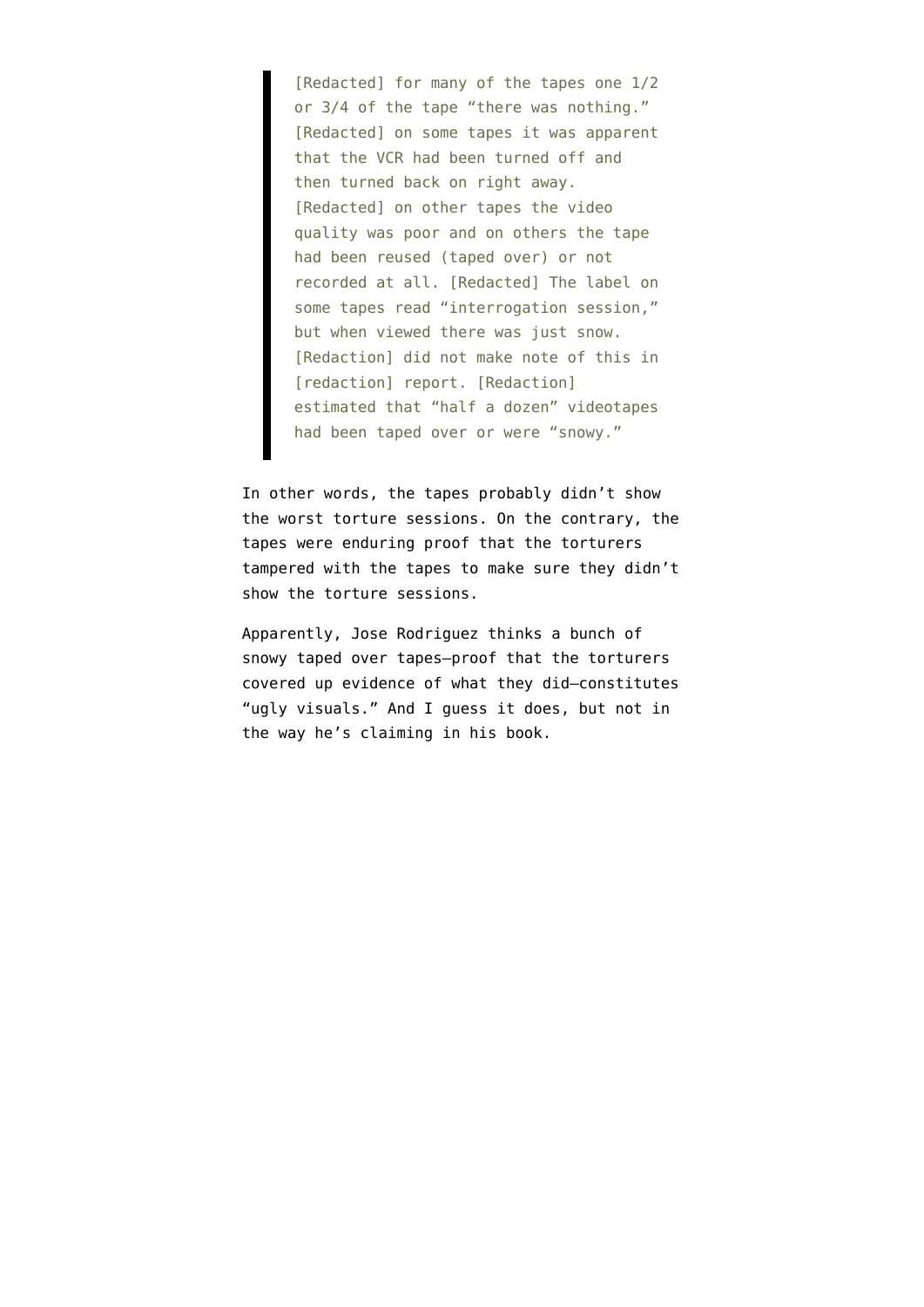> [Redacted] for many of the tapes one 1/2 or 3/4 of the tape "there was nothing." [Redacted] on some tapes it was apparent that the VCR had been turned off and then turned back on right away. [Redacted] on other tapes the video quality was poor and on others the tape had been reused (taped over) or not recorded at all. [Redacted] The label on some tapes read "interrogation session," but when viewed there was just snow. [Redaction] did not make note of this in [redaction] report. [Redaction] estimated that "half a dozen" videotapes had been taped over or were "snowy."

In other words, the tapes probably didn't show the worst torture sessions. On the contrary, the tapes were enduring proof that the torturers tampered with the tapes to make sure they didn't show the torture sessions.

Apparently, Jose Rodriguez thinks a bunch of snowy taped over tapes–proof that the torturers covered up evidence of what they did–constitutes "ugly visuals." And I guess it does, but not in the way he's claiming in his book.